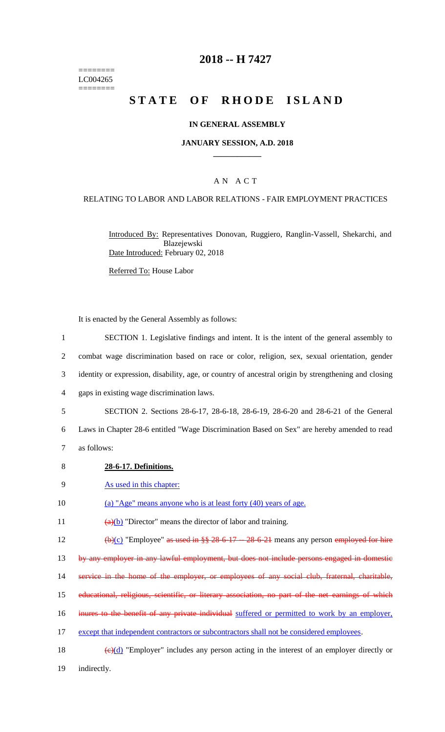========
LC004265
========

# 2018 -- H 7427

# STATE OF RHODE ISLAND

### IN GENERAL ASSEMBLY

### JANUARY SESSION, A.D. 2018

## A N A C T

### RELATING TO LABOR AND LABOR RELATIONS - FAIR EMPLOYMENT PRACTICES

Introduced By: Representatives Donovan, Ruggiero, Ranglin-Vassell, Shekarchi, and Blazejewski

Date Introduced: February 02, 2018

Referred To: House Labor

It is enacted by the General Assembly as follows:

1 SECTION 1. Legislative findings and intent. It is the intent of the general assembly to
2 combat wage discrimination based on race or color, religion, sex, sexual orientation, gender
3 identity or expression, disability, age, or country of ancestral origin by strengthening and closing
4 gaps in existing wage discrimination laws.

5 SECTION 2. Sections 28-6-17, 28-6-18, 28-6-19, 28-6-20 and 28-6-21 of the General
6 Laws in Chapter 28-6 entitled "Wage Discrimination Based on Sex" are hereby amended to read
7 as follows:

8 **28-6-17. Definitions.**

9 As used in this chapter:

10 (a) "Age" means anyone who is at least forty (40) years of age.

11 ~~(a)~~(b) "Director" means the director of labor and training.

12 ~~(b)~~(c) "Employee" ~~as used in §§ 28-6-17 -- 28-6-21~~ means any person ~~employed for hire~~
13 ~~by any employer in any lawful employment, but does not include persons engaged in domestic~~
14 ~~service in the home of the employer, or employees of any social club, fraternal, charitable,~~
15 ~~educational, religious, scientific, or literary association, no part of the net earnings of which~~
16 ~~inures to the benefit of any private individual~~ suffered or permitted to work by an employer,
17 except that independent contractors or subcontractors shall not be considered employees.

18 ~~(c)~~(d) "Employer" includes any person acting in the interest of an employer directly or
19 indirectly.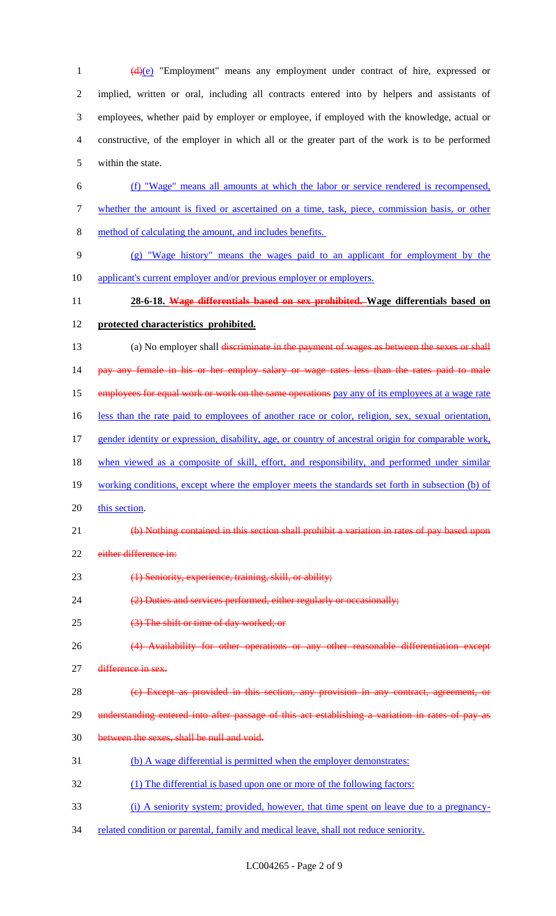~~(d)~~(e) "Employment" means any employment under contract of hire, expressed or implied, written or oral, including all contracts entered into by helpers and assistants of employees, whether paid by employer or employee, if employed with the knowledge, actual or constructive, of the employer in which all or the greater part of the work is to be performed within the state.

<u>(f) "Wage" means all amounts at which the labor or service rendered is recompensed, whether the amount is fixed or ascertained on a time, task, piece, commission basis, or other method of calculating the amount, and includes benefits.</u>

<u>(g) "Wage history" means the wages paid to an applicant for employment by the applicant's current employer and/or previous employer or employers.</u>

**28-6-18. ~~Wage differentials based on sex prohibited.~~ <u>Wage differentials based on protected characteristics prohibited.</u>**

(a) No employer shall ~~discriminate in the payment of wages as between the sexes or shall pay any female in his or her employ salary or wage rates less than the rates paid to male employees for equal work or work on the same operations~~ <u>pay any of its employees at a wage rate less than the rate paid to employees of another race or color, religion, sex, sexual orientation, gender identity or expression, disability, age, or country of ancestral origin for comparable work, when viewed as a composite of skill, effort, and responsibility, and performed under similar working conditions, except where the employer meets the standards set forth in subsection (b) of this section</u>.

~~(b) Nothing contained in this section shall prohibit a variation in rates of pay based upon either difference in:~~

~~(1) Seniority, experience, training, skill, or ability;~~

~~(2) Duties and services performed, either regularly or occasionally;~~

~~(3) The shift or time of day worked; or~~

~~(4) Availability for other operations or any other reasonable differentiation except difference in sex.~~

~~(c) Except as provided in this section, any provision in any contract, agreement, or understanding entered into after passage of this act establishing a variation in rates of pay as between the sexes, shall be null and void.~~

<u>(b) A wage differential is permitted when the employer demonstrates:</u>

<u>(1) The differential is based upon one or more of the following factors:</u>

<u>(i) A seniority system; provided, however, that time spent on leave due to a pregnancy-related condition or parental, family and medical leave, shall not reduce seniority.</u>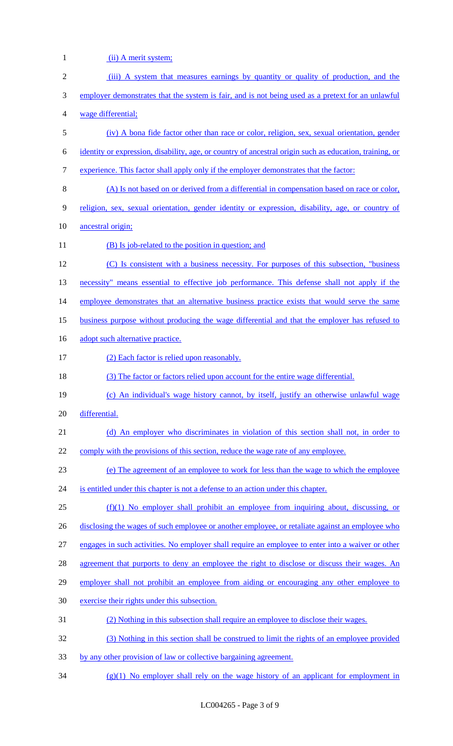(ii) A merit system;

(iii) A system that measures earnings by quantity or quality of production, and the employer demonstrates that the system is fair, and is not being used as a pretext for an unlawful wage differential;

(iv) A bona fide factor other than race or color, religion, sex, sexual orientation, gender identity or expression, disability, age, or country of ancestral origin such as education, training, or experience. This factor shall apply only if the employer demonstrates that the factor:

(A) Is not based on or derived from a differential in compensation based on race or color, religion, sex, sexual orientation, gender identity or expression, disability, age, or country of ancestral origin;

(B) Is job-related to the position in question; and

(C) Is consistent with a business necessity. For purposes of this subsection, "business necessity" means essential to effective job performance. This defense shall not apply if the employee demonstrates that an alternative business practice exists that would serve the same business purpose without producing the wage differential and that the employer has refused to adopt such alternative practice.

(2) Each factor is relied upon reasonably.

(3) The factor or factors relied upon account for the entire wage differential.

(c) An individual's wage history cannot, by itself, justify an otherwise unlawful wage differential.

(d) An employer who discriminates in violation of this section shall not, in order to comply with the provisions of this section, reduce the wage rate of any employee.

(e) The agreement of an employee to work for less than the wage to which the employee is entitled under this chapter is not a defense to an action under this chapter.

(f)(1) No employer shall prohibit an employee from inquiring about, discussing, or disclosing the wages of such employee or another employee, or retaliate against an employee who engages in such activities. No employer shall require an employee to enter into a waiver or other agreement that purports to deny an employee the right to disclose or discuss their wages. An employer shall not prohibit an employee from aiding or encouraging any other employee to exercise their rights under this subsection.

(2) Nothing in this subsection shall require an employee to disclose their wages.

(3) Nothing in this section shall be construed to limit the rights of an employee provided by any other provision of law or collective bargaining agreement.

(g)(1) No employer shall rely on the wage history of an applicant for employment in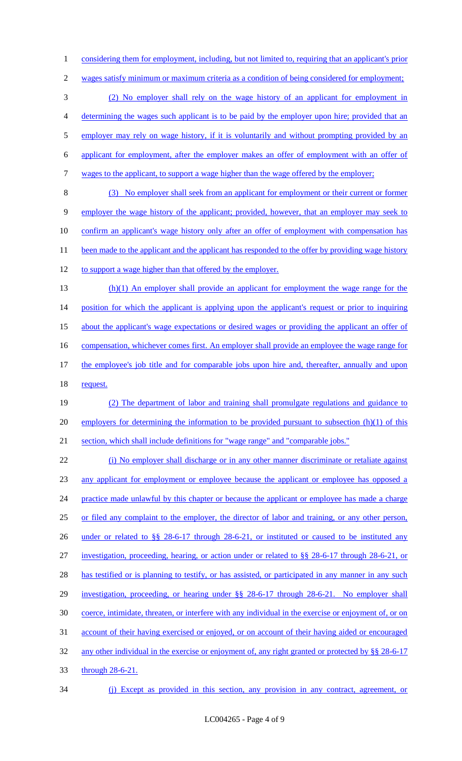considering them for employment, including, but not limited to, requiring that an applicant's prior wages satisfy minimum or maximum criteria as a condition of being considered for employment;

(2) No employer shall rely on the wage history of an applicant for employment in determining the wages such applicant is to be paid by the employer upon hire; provided that an employer may rely on wage history, if it is voluntarily and without prompting provided by an applicant for employment, after the employer makes an offer of employment with an offer of wages to the applicant, to support a wage higher than the wage offered by the employer;

(3) No employer shall seek from an applicant for employment or their current or former employer the wage history of the applicant; provided, however, that an employer may seek to confirm an applicant's wage history only after an offer of employment with compensation has been made to the applicant and the applicant has responded to the offer by providing wage history to support a wage higher than that offered by the employer.

(h)(1) An employer shall provide an applicant for employment the wage range for the position for which the applicant is applying upon the applicant's request or prior to inquiring about the applicant's wage expectations or desired wages or providing the applicant an offer of compensation, whichever comes first. An employer shall provide an employee the wage range for the employee's job title and for comparable jobs upon hire and, thereafter, annually and upon request.

(2) The department of labor and training shall promulgate regulations and guidance to employers for determining the information to be provided pursuant to subsection (h)(1) of this section, which shall include definitions for "wage range" and "comparable jobs."

(i) No employer shall discharge or in any other manner discriminate or retaliate against any applicant for employment or employee because the applicant or employee has opposed a practice made unlawful by this chapter or because the applicant or employee has made a charge or filed any complaint to the employer, the director of labor and training, or any other person, under or related to §§ 28-6-17 through 28-6-21, or instituted or caused to be instituted any investigation, proceeding, hearing, or action under or related to §§ 28-6-17 through 28-6-21, or has testified or is planning to testify, or has assisted, or participated in any manner in any such investigation, proceeding, or hearing under §§ 28-6-17 through 28-6-21. No employer shall coerce, intimidate, threaten, or interfere with any individual in the exercise or enjoyment of, or on account of their having exercised or enjoyed, or on account of their having aided or encouraged any other individual in the exercise or enjoyment of, any right granted or protected by §§ 28-6-17 through 28-6-21.

(j) Except as provided in this section, any provision in any contract, agreement, or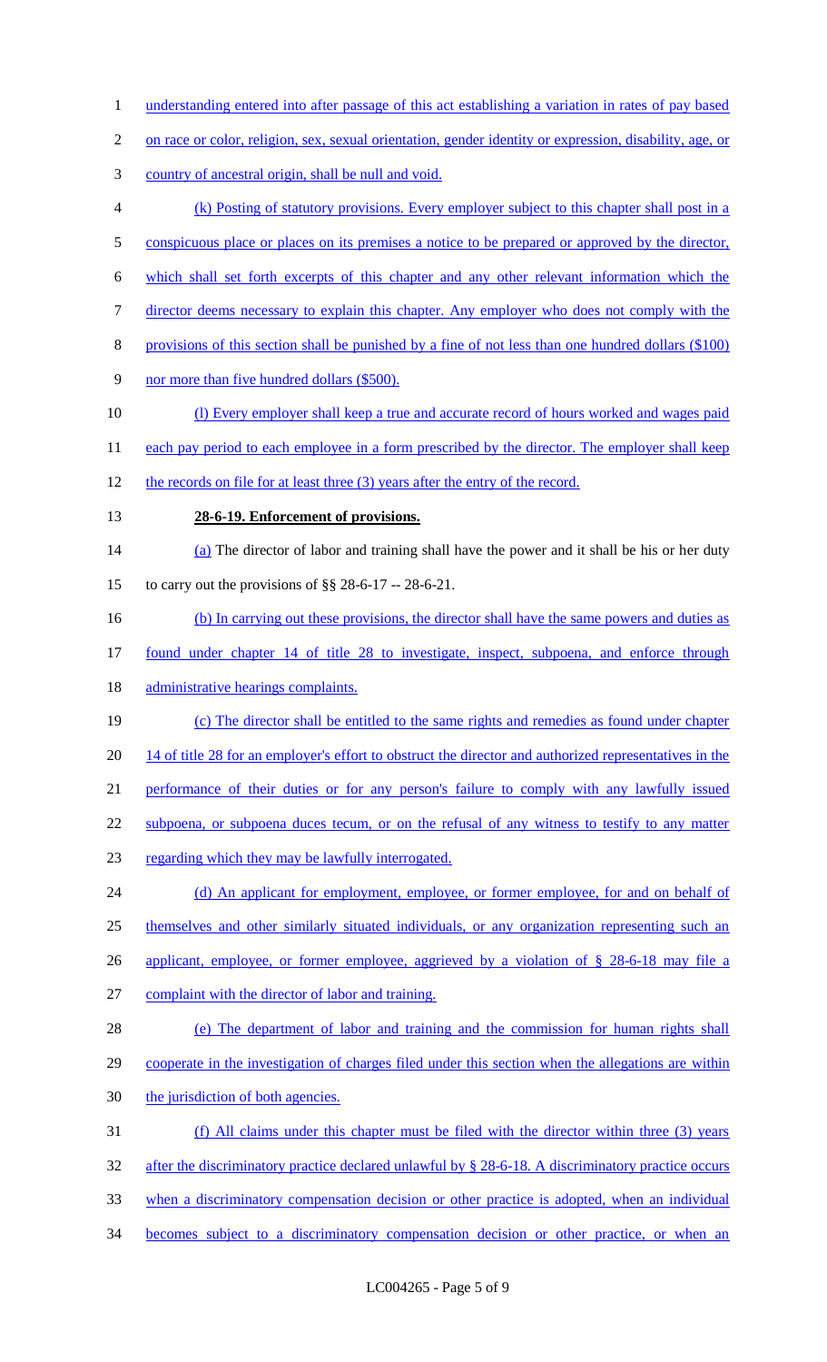understanding entered into after passage of this act establishing a variation in rates of pay based on race or color, religion, sex, sexual orientation, gender identity or expression, disability, age, or country of ancestral origin, shall be null and void.

(k) Posting of statutory provisions. Every employer subject to this chapter shall post in a conspicuous place or places on its premises a notice to be prepared or approved by the director, which shall set forth excerpts of this chapter and any other relevant information which the director deems necessary to explain this chapter. Any employer who does not comply with the provisions of this section shall be punished by a fine of not less than one hundred dollars ($100) nor more than five hundred dollars ($500).

(l) Every employer shall keep a true and accurate record of hours worked and wages paid each pay period to each employee in a form prescribed by the director. The employer shall keep the records on file for at least three (3) years after the entry of the record.

**28-6-19. Enforcement of provisions.**

(a) The director of labor and training shall have the power and it shall be his or her duty to carry out the provisions of §§ 28-6-17 -- 28-6-21.

(b) In carrying out these provisions, the director shall have the same powers and duties as found under chapter 14 of title 28 to investigate, inspect, subpoena, and enforce through administrative hearings complaints.

(c) The director shall be entitled to the same rights and remedies as found under chapter 14 of title 28 for an employer's effort to obstruct the director and authorized representatives in the performance of their duties or for any person's failure to comply with any lawfully issued subpoena, or subpoena duces tecum, or on the refusal of any witness to testify to any matter regarding which they may be lawfully interrogated.

(d) An applicant for employment, employee, or former employee, for and on behalf of themselves and other similarly situated individuals, or any organization representing such an applicant, employee, or former employee, aggrieved by a violation of § 28-6-18 may file a complaint with the director of labor and training.

(e) The department of labor and training and the commission for human rights shall cooperate in the investigation of charges filed under this section when the allegations are within the jurisdiction of both agencies.

(f) All claims under this chapter must be filed with the director within three (3) years after the discriminatory practice declared unlawful by § 28-6-18. A discriminatory practice occurs when a discriminatory compensation decision or other practice is adopted, when an individual becomes subject to a discriminatory compensation decision or other practice, or when an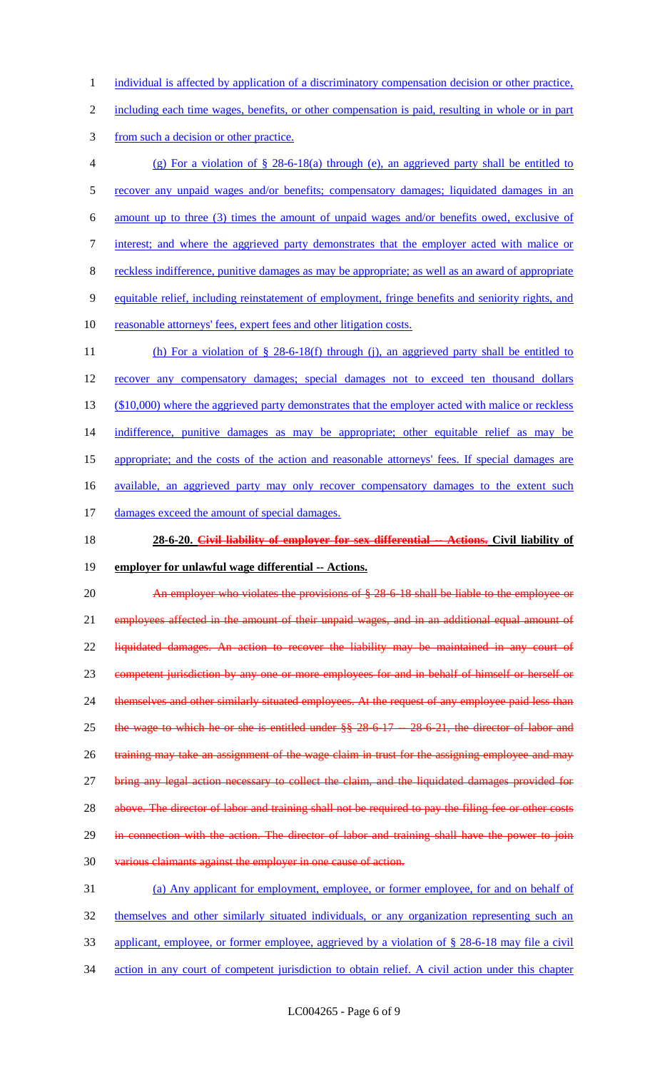individual is affected by application of a discriminatory compensation decision or other practice, including each time wages, benefits, or other compensation is paid, resulting in whole or in part from such a decision or other practice.

(g) For a violation of § 28-6-18(a) through (e), an aggrieved party shall be entitled to recover any unpaid wages and/or benefits; compensatory damages; liquidated damages in an amount up to three (3) times the amount of unpaid wages and/or benefits owed, exclusive of interest; and where the aggrieved party demonstrates that the employer acted with malice or reckless indifference, punitive damages as may be appropriate; as well as an award of appropriate equitable relief, including reinstatement of employment, fringe benefits and seniority rights, and reasonable attorneys' fees, expert fees and other litigation costs.

(h) For a violation of § 28-6-18(f) through (j), an aggrieved party shall be entitled to recover any compensatory damages; special damages not to exceed ten thousand dollars ($10,000) where the aggrieved party demonstrates that the employer acted with malice or reckless indifference, punitive damages as may be appropriate; other equitable relief as may be appropriate; and the costs of the action and reasonable attorneys' fees. If special damages are available, an aggrieved party may only recover compensatory damages to the extent such damages exceed the amount of special damages.

**28-6-20. ~~Civil liability of employer for sex differential -- Actions.~~ Civil liability of employer for unlawful wage differential -- Actions.**

~~An employer who violates the provisions of § 28-6-18 shall be liable to the employee or employees affected in the amount of their unpaid wages, and in an additional equal amount of liquidated damages. An action to recover the liability may be maintained in any court of competent jurisdiction by any one or more employees for and in behalf of himself or herself or themselves and other similarly situated employees. At the request of any employee paid less than the wage to which he or she is entitled under §§ 28-6-17 -- 28-6-21, the director of labor and training may take an assignment of the wage claim in trust for the assigning employee and may bring any legal action necessary to collect the claim, and the liquidated damages provided for above. The director of labor and training shall not be required to pay the filing fee or other costs in connection with the action. The director of labor and training shall have the power to join various claimants against the employer in one cause of action.~~

(a) Any applicant for employment, employee, or former employee, for and on behalf of themselves and other similarly situated individuals, or any organization representing such an applicant, employee, or former employee, aggrieved by a violation of § 28-6-18 may file a civil action in any court of competent jurisdiction to obtain relief. A civil action under this chapter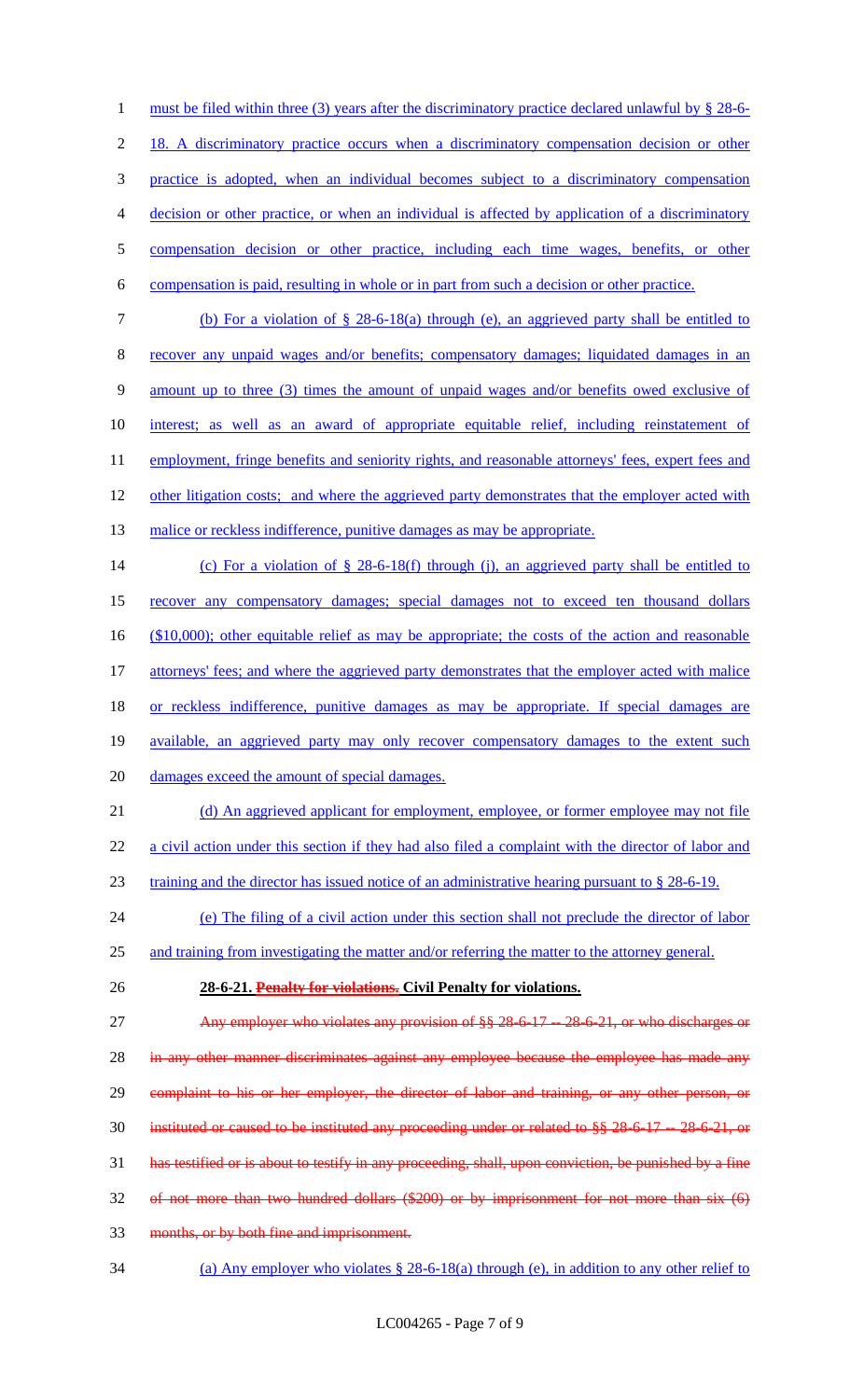must be filed within three (3) years after the discriminatory practice declared unlawful by § 28-6-18. A discriminatory practice occurs when a discriminatory compensation decision or other practice is adopted, when an individual becomes subject to a discriminatory compensation decision or other practice, or when an individual is affected by application of a discriminatory compensation decision or other practice, including each time wages, benefits, or other compensation is paid, resulting in whole or in part from such a decision or other practice.

(b) For a violation of § 28-6-18(a) through (e), an aggrieved party shall be entitled to recover any unpaid wages and/or benefits; compensatory damages; liquidated damages in an amount up to three (3) times the amount of unpaid wages and/or benefits owed exclusive of interest; as well as an award of appropriate equitable relief, including reinstatement of employment, fringe benefits and seniority rights, and reasonable attorneys' fees, expert fees and other litigation costs; and where the aggrieved party demonstrates that the employer acted with malice or reckless indifference, punitive damages as may be appropriate.

(c) For a violation of § 28-6-18(f) through (j), an aggrieved party shall be entitled to recover any compensatory damages; special damages not to exceed ten thousand dollars ($10,000); other equitable relief as may be appropriate; the costs of the action and reasonable attorneys' fees; and where the aggrieved party demonstrates that the employer acted with malice or reckless indifference, punitive damages as may be appropriate. If special damages are available, an aggrieved party may only recover compensatory damages to the extent such damages exceed the amount of special damages.

(d) An aggrieved applicant for employment, employee, or former employee may not file a civil action under this section if they had also filed a complaint with the director of labor and training and the director has issued notice of an administrative hearing pursuant to § 28-6-19.

(e) The filing of a civil action under this section shall not preclude the director of labor and training from investigating the matter and/or referring the matter to the attorney general.

**28-6-21. ~~Penalty for violations.~~ Civil Penalty for violations.**

~~Any employer who violates any provision of §§ 28-6-17 -- 28-6-21, or who discharges or in any other manner discriminates against any employee because the employee has made any complaint to his or her employer, the director of labor and training, or any other person, or instituted or caused to be instituted any proceeding under or related to §§ 28-6-17 -- 28-6-21, or has testified or is about to testify in any proceeding, shall, upon conviction, be punished by a fine of not more than two hundred dollars ($200) or by imprisonment for not more than six (6) months, or by both fine and imprisonment.~~

(a) Any employer who violates § 28-6-18(a) through (e), in addition to any other relief to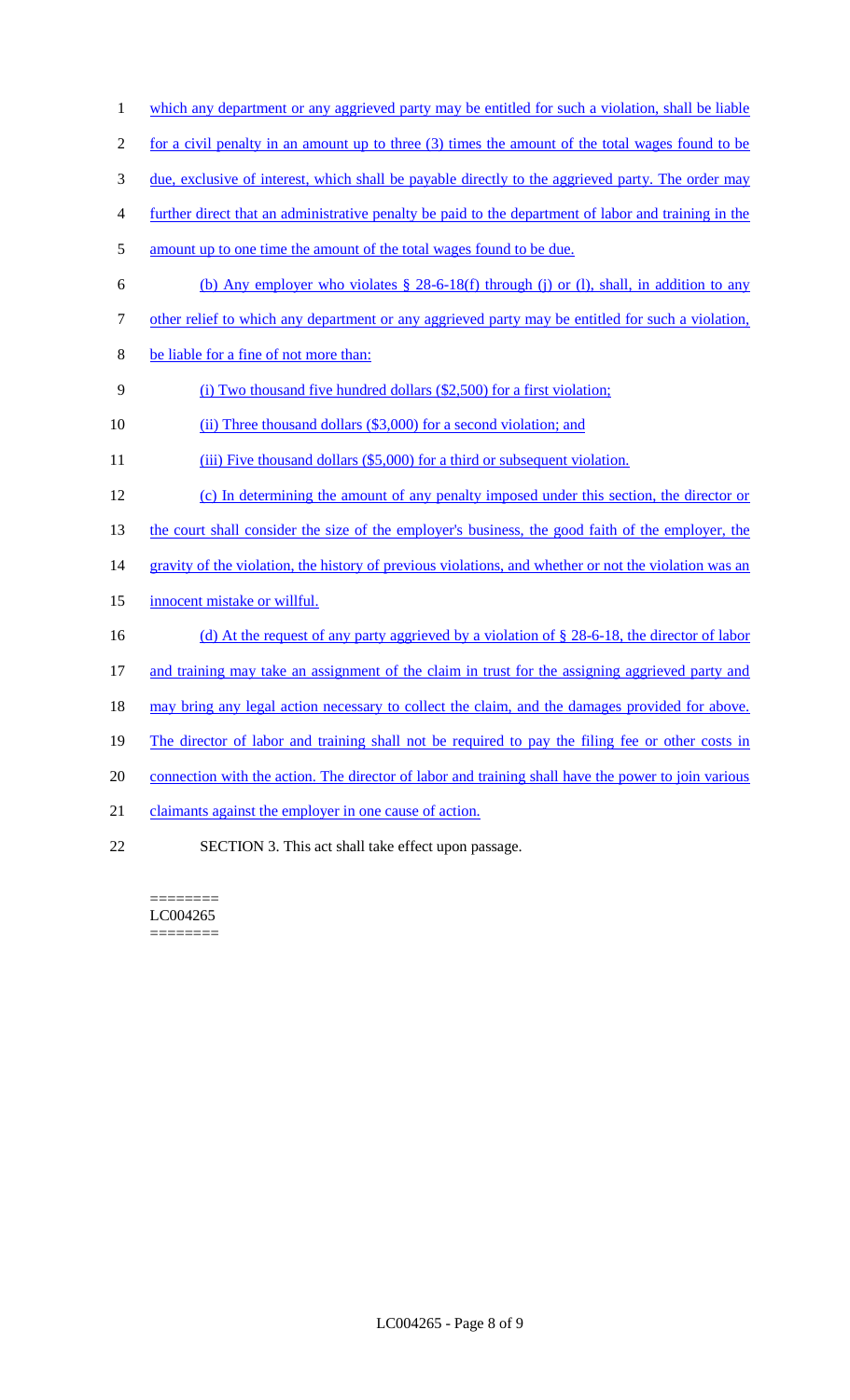which any department or any aggrieved party may be entitled for such a violation, shall be liable for a civil penalty in an amount up to three (3) times the amount of the total wages found to be due, exclusive of interest, which shall be payable directly to the aggrieved party. The order may further direct that an administrative penalty be paid to the department of labor and training in the amount up to one time the amount of the total wages found to be due.

(b) Any employer who violates § 28-6-18(f) through (j) or (l), shall, in addition to any other relief to which any department or any aggrieved party may be entitled for such a violation, be liable for a fine of not more than:

(i) Two thousand five hundred dollars ($2,500) for a first violation;

(ii) Three thousand dollars ($3,000) for a second violation; and

(iii) Five thousand dollars ($5,000) for a third or subsequent violation.

(c) In determining the amount of any penalty imposed under this section, the director or the court shall consider the size of the employer's business, the good faith of the employer, the gravity of the violation, the history of previous violations, and whether or not the violation was an innocent mistake or willful.

(d) At the request of any party aggrieved by a violation of § 28-6-18, the director of labor and training may take an assignment of the claim in trust for the assigning aggrieved party and may bring any legal action necessary to collect the claim, and the damages provided for above. The director of labor and training shall not be required to pay the filing fee or other costs in connection with the action. The director of labor and training shall have the power to join various claimants against the employer in one cause of action.

SECTION 3. This act shall take effect upon passage.

========
LC004265
========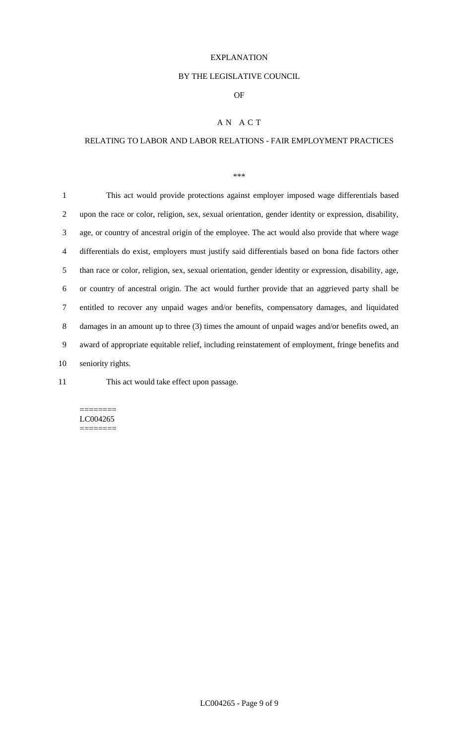EXPLANATION

BY THE LEGISLATIVE COUNCIL

OF

A N A C T

RELATING TO LABOR AND LABOR RELATIONS - FAIR EMPLOYMENT PRACTICES

\*\*\*

This act would provide protections against employer imposed wage differentials based upon the race or color, religion, sex, sexual orientation, gender identity or expression, disability, age, or country of ancestral origin of the employee. The act would also provide that where wage differentials do exist, employers must justify said differentials based on bona fide factors other than race or color, religion, sex, sexual orientation, gender identity or expression, disability, age, or country of ancestral origin. The act would further provide that an aggrieved party shall be entitled to recover any unpaid wages and/or benefits, compensatory damages, and liquidated damages in an amount up to three (3) times the amount of unpaid wages and/or benefits owed, an award of appropriate equitable relief, including reinstatement of employment, fringe benefits and seniority rights.

This act would take effect upon passage.

========
LC004265
========